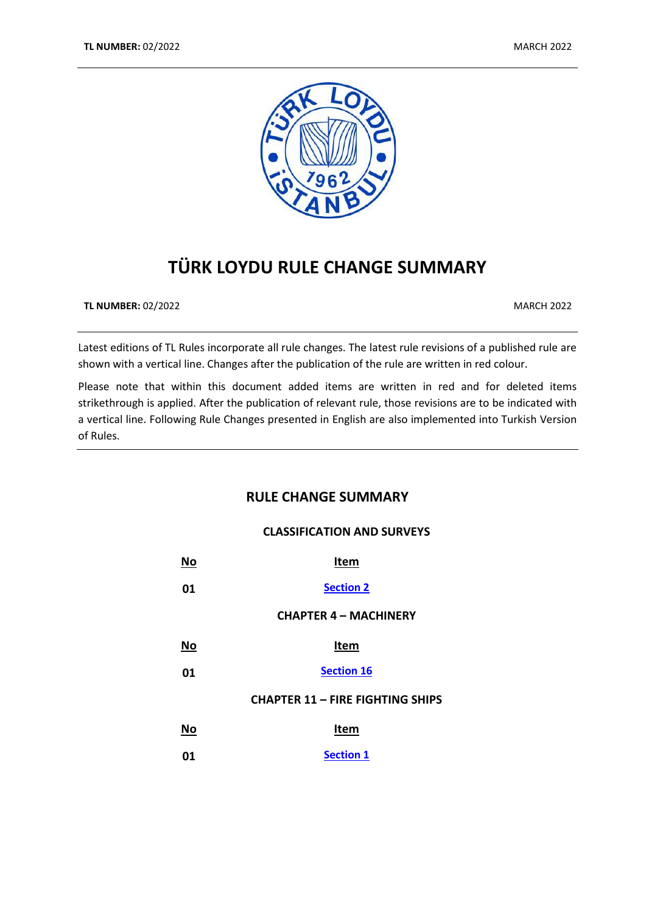# TÜRK LOYDU RULE CHANGE SUMMARY

**TL NUMBER:** 02/2022 MARCH 2022

Latest editions of TL Rules incorporate all rule changes. The latest rule revisions of a published rule are shown with a vertical line. Changes after the publication of the rule are written in red colour.

Please note that within this document added items are written in red and for deleted items strikethrough is applied. After the publication of relevant rule, those revisions are to be indicated with a vertical line. Following Rule Changes presented in English are also implemented into Turkish Version of Rules.

## RULE CHANGE SUMMARY

### CLASSIFICATION AND SURVEYS

| No | Item |
|---|---|
| 01 | Section 2 |

### CHAPTER 4 – MACHINERY

| No | Item |
|---|---|
| 01 | Section 16 |

### CHAPTER 11 – FIRE FIGHTING SHIPS

| No | Item |
|---|---|
| 01 | Section 1 |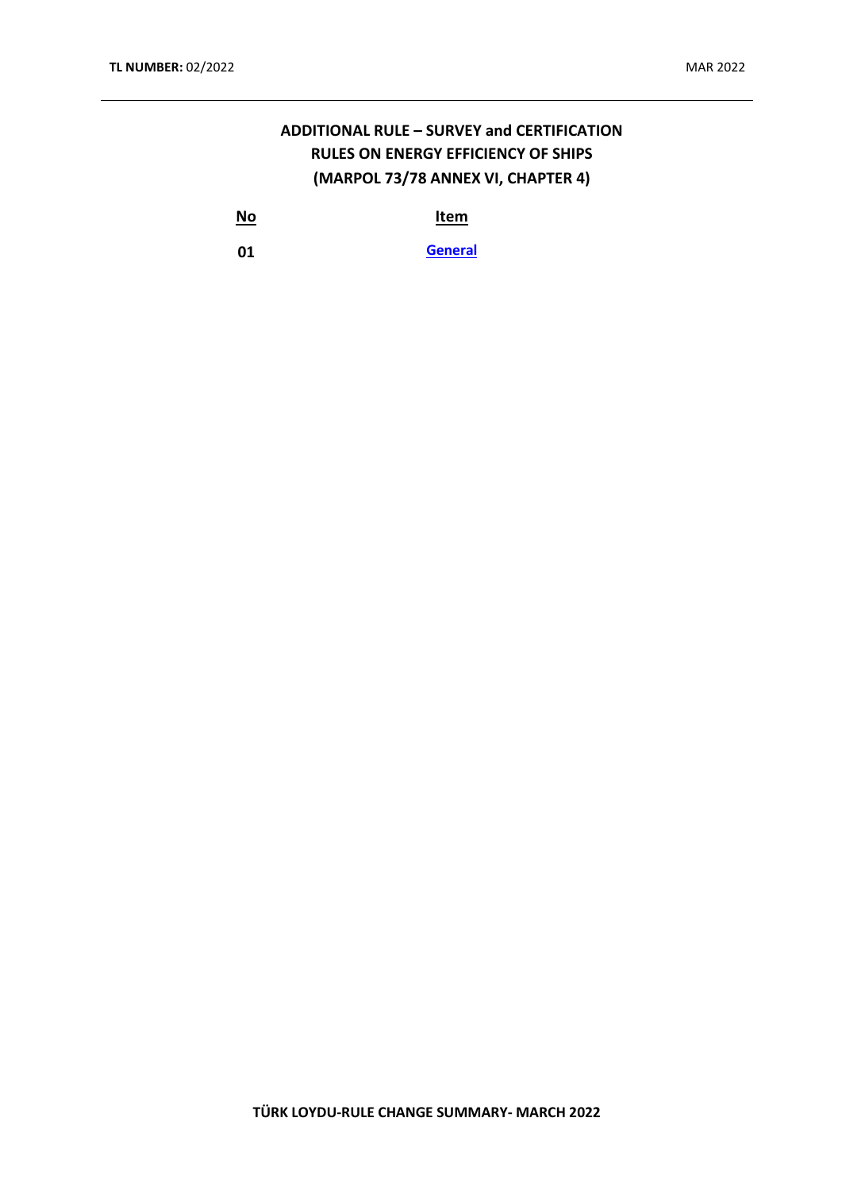## ADDITIONAL RULE – SURVEY and CERTIFICATION RULES ON ENERGY EFFICIENCY OF SHIPS (MARPOL 73/78 ANNEX VI, CHAPTER 4)

| No | Item |
|---|---|
| 01 | General |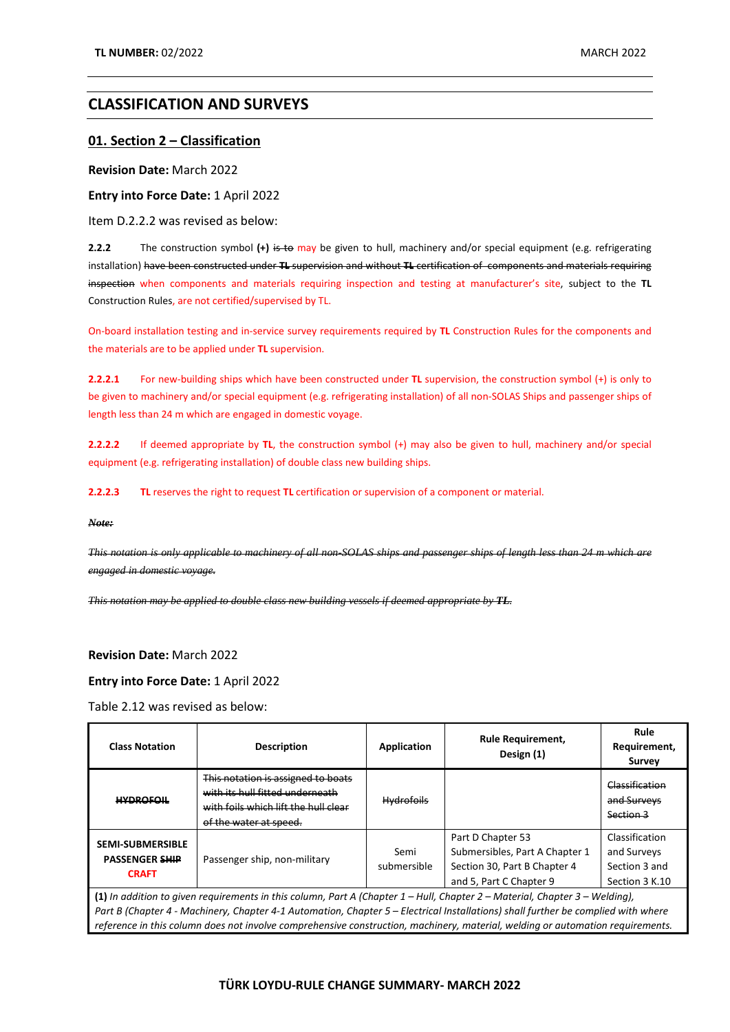## CLASSIFICATION AND SURVEYS

### 01. Section 2 – Classification

**Revision Date:** March 2022

**Entry into Force Date:** 1 April 2022

Item D.2.2.2 was revised as below:

**2.2.2** The construction symbol **(+)** ~~is to~~ may be given to hull, machinery and/or special equipment (e.g. refrigerating installation) ~~have been constructed under **TL** supervision and without **TL** certification of components and materials requiring inspection~~ when components and materials requiring inspection and testing at manufacturer's site, subject to the **TL** Construction Rules, are not certified/supervised by TL.

On-board installation testing and in-service survey requirements required by **TL** Construction Rules for the components and the materials are to be applied under **TL** supervision.

**2.2.2.1** For new-building ships which have been constructed under **TL** supervision, the construction symbol (+) is only to be given to machinery and/or special equipment (e.g. refrigerating installation) of all non-SOLAS Ships and passenger ships of length less than 24 m which are engaged in domestic voyage.

**2.2.2.2** If deemed appropriate by **TL**, the construction symbol (+) may also be given to hull, machinery and/or special equipment (e.g. refrigerating installation) of double class new building ships.

**2.2.2.3** **TL** reserves the right to request **TL** certification or supervision of a component or material.

~~***Note:***~~

~~*This notation is only applicable to machinery of all non-SOLAS ships and passenger ships of length less than 24 m which are engaged in domestic voyage.*~~

~~*This notation may be applied to double class new building vessels if deemed appropriate by **TL**.*~~

**Revision Date:** March 2022

**Entry into Force Date:** 1 April 2022

Table 2.12 was revised as below:

| Class Notation | Description | Application | Rule Requirement, Design (1) | Rule Requirement, Survey |
|---|---|---|---|---|
| ~~**HYDROFOIL**~~ | ~~This notation is assigned to boats with its hull fitted underneath with foils which lift the hull clear of the water at speed.~~ | ~~Hydrofoils~~ | | ~~Classification and Surveys Section 3~~ |
| **SEMI-SUBMERSIBLE PASSENGER ~~SHIP~~ CRAFT** | Passenger ship, non-military | Semi submersible | Part D Chapter 53 Submersibles, Part A Chapter 1 Section 30, Part B Chapter 4 and 5, Part C Chapter 9 | Classification and Surveys Section 3 and Section 3 K.10 |
| **(1)** *In addition to given requirements in this column, Part A (Chapter 1 – Hull, Chapter 2 – Material, Chapter 3 – Welding), Part B (Chapter 4 - Machinery, Chapter 4-1 Automation, Chapter 5 – Electrical Installations) shall further be complied with where reference in this column does not involve comprehensive construction, machinery, material, welding or automation requirements.* | | | | |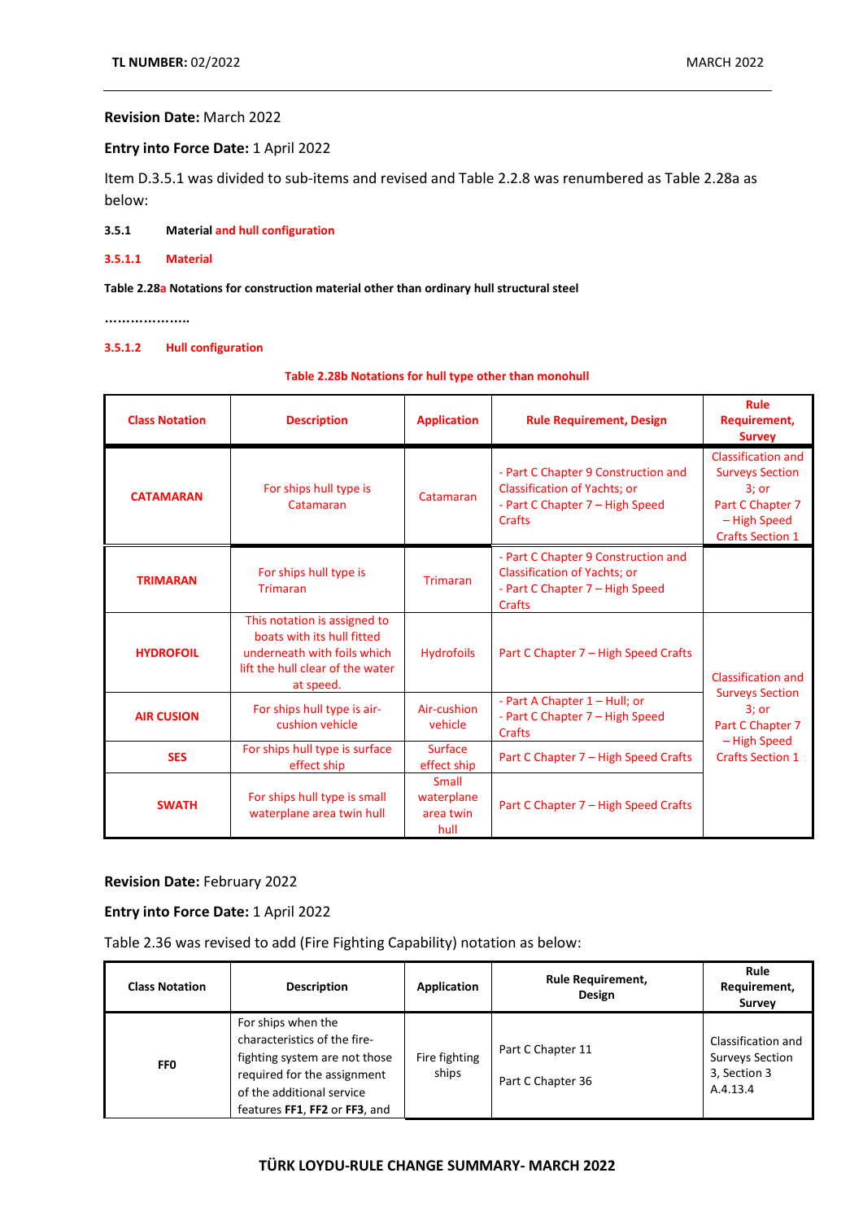**Revision Date:** March 2022

**Entry into Force Date:** 1 April 2022

Item D.3.5.1 was divided to sub-items and revised and Table 2.2.8 was renumbered as Table 2.28a as below:

**3.5.1 Material and hull configuration**

**3.5.1.1 Material**

**Table 2.28a Notations for construction material other than ordinary hull structural steel**

………………..

**3.5.1.2 Hull configuration**

**Table 2.28b Notations for hull type other than monohull**

| Class Notation | Description | Application | Rule Requirement, Design | Rule Requirement, Survey |
|---|---|---|---|---|
| **CATAMARAN** | For ships hull type is Catamaran | Catamaran | - Part C Chapter 9 Construction and Classification of Yachts; or<br>- Part C Chapter 7 – High Speed Crafts | Classification and Surveys Section 3; or<br>Part C Chapter 7 – High Speed Crafts Section 1 |
| **TRIMARAN** | For ships hull type is Trimaran | Trimaran | - Part C Chapter 9 Construction and Classification of Yachts; or<br>- Part C Chapter 7 – High Speed Crafts | Classification and Surveys Section 3; or<br>Part C Chapter 7 – High Speed Crafts Section 1 |
| **HYDROFOIL** | This notation is assigned to boats with its hull fitted underneath with foils which lift the hull clear of the water at speed. | Hydrofoils | Part C Chapter 7 – High Speed Crafts | |
| **AIR CUSION** | For ships hull type is air-cushion vehicle | Air-cushion vehicle | - Part A Chapter 1 – Hull; or<br>- Part C Chapter 7 – High Speed Crafts | |
| **SES** | For ships hull type is surface effect ship | Surface effect ship | Part C Chapter 7 – High Speed Crafts | |
| **SWATH** | For ships hull type is small waterplane area twin hull | Small waterplane area twin hull | Part C Chapter 7 – High Speed Crafts | |

**Revision Date:** February 2022

**Entry into Force Date:** 1 April 2022

Table 2.36 was revised to add (Fire Fighting Capability) notation as below:

| Class Notation | Description | Application | Rule Requirement, Design | Rule Requirement, Survey |
|---|---|---|---|---|
| **FF0** | For ships when the characteristics of the fire-fighting system are not those required for the assignment of the additional service features **FF1**, **FF2** or **FF3**, and | Fire fighting ships | Part C Chapter 11<br><br>Part C Chapter 36 | Classification and Surveys Section 3, Section 3 A.4.13.4 |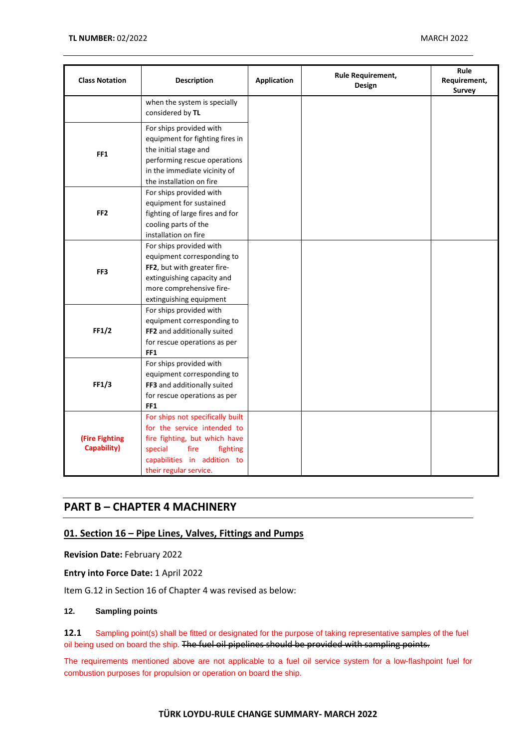| Class Notation | Description | Application | Rule Requirement, Design | Rule Requirement, Survey |
|---|---|---|---|---|
| | when the system is specially considered by **TL** | | | |
| **FF1** | For ships provided with equipment for fighting fires in the initial stage and performing rescue operations in the immediate vicinity of the installation on fire | | | |
| **FF2** | For ships provided with equipment for sustained fighting of large fires and for cooling parts of the installation on fire | | | |
| **FF3** | For ships provided with equipment corresponding to **FF2**, but with greater fire-extinguishing capacity and more comprehensive fire-extinguishing equipment | | | |
| **FF1/2** | For ships provided with equipment corresponding to **FF2** and additionally suited for rescue operations as per **FF1** | | | |
| **FF1/3** | For ships provided with equipment corresponding to **FF3** and additionally suited for rescue operations as per **FF1** | | | |
| **(Fire Fighting Capability)** | For ships not specifically built for the service intended to fire fighting, but which have special fire fighting capabilities in addition to their regular service. | | | |

## PART B – CHAPTER 4 MACHINERY

### 01. Section 16 – Pipe Lines, Valves, Fittings and Pumps

**Revision Date:** February 2022

**Entry into Force Date:** 1 April 2022

Item G.12 in Section 16 of Chapter 4 was revised as below:

**12. Sampling points**

**12.1** Sampling point(s) shall be fitted or designated for the purpose of taking representative samples of the fuel oil being used on board the ship. ~~The fuel oil pipelines should be provided with sampling points.~~

The requirements mentioned above are not applicable to a fuel oil service system for a low-flashpoint fuel for combustion purposes for propulsion or operation on board the ship.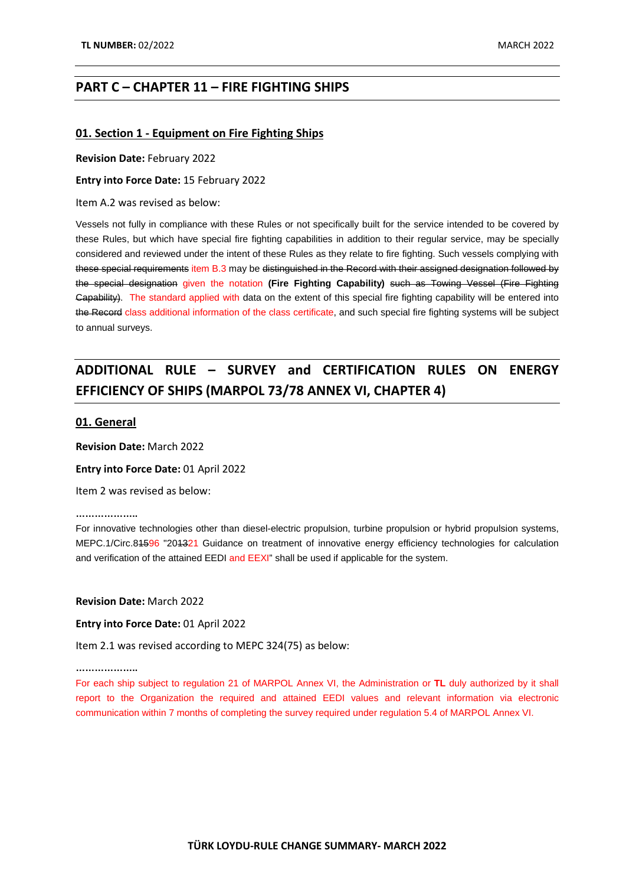## PART C – CHAPTER 11 – FIRE FIGHTING SHIPS

### 01. Section 1 - Equipment on Fire Fighting Ships

**Revision Date:** February 2022

**Entry into Force Date:** 15 February 2022

Item A.2 was revised as below:

Vessels not fully in compliance with these Rules or not specifically built for the service intended to be covered by these Rules, but which have special fire fighting capabilities in addition to their regular service, may be specially considered and reviewed under the intent of these Rules as they relate to fire fighting. Such vessels complying with ~~these special requirements~~ item B.3 may be ~~distinguished in the Record with their assigned designation followed by the special designation~~ given the notation **(Fire Fighting Capability)** ~~such as Towing Vessel (Fire Fighting Capability)~~. The standard applied with data on the extent of this special fire fighting capability will be entered into ~~the Record~~ class additional information of the class certificate, and such special fire fighting systems will be subject to annual surveys.

## ADDITIONAL RULE – SURVEY and CERTIFICATION RULES ON ENERGY EFFICIENCY OF SHIPS (MARPOL 73/78 ANNEX VI, CHAPTER 4)

### 01. General

**Revision Date:** March 2022

**Entry into Force Date:** 01 April 2022

Item 2 was revised as below:

....................

For innovative technologies other than diesel-electric propulsion, turbine propulsion or hybrid propulsion systems, MEPC.1/Circ.8~~15~~96 "20~~13~~21 Guidance on treatment of innovative energy efficiency technologies for calculation and verification of the attained EEDI and EEXI" shall be used if applicable for the system.

**Revision Date:** March 2022

**Entry into Force Date:** 01 April 2022

Item 2.1 was revised according to MEPC 324(75) as below:

....................

For each ship subject to regulation 21 of MARPOL Annex VI, the Administration or **TL** duly authorized by it shall report to the Organization the required and attained EEDI values and relevant information via electronic communication within 7 months of completing the survey required under regulation 5.4 of MARPOL Annex VI.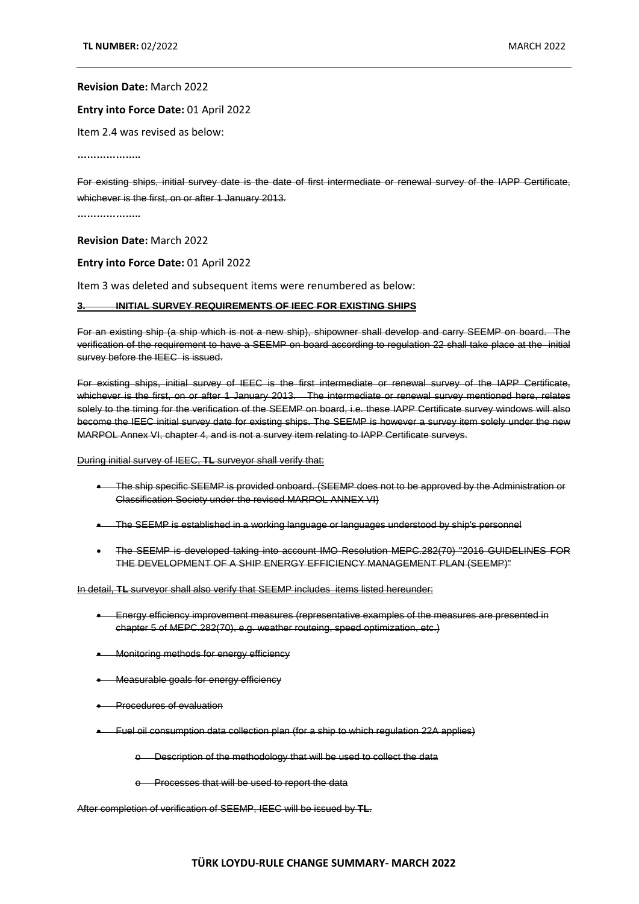**Revision Date:** March 2022

**Entry into Force Date:** 01 April 2022

Item 2.4 was revised as below:

**………………..**

~~For existing ships, initial survey date is the date of first intermediate or renewal survey of the IAPP Certificate, whichever is the first, on or after 1 January 2013.~~

**………………..**

**Revision Date:** March 2022

**Entry into Force Date:** 01 April 2022

Item 3 was deleted and subsequent items were renumbered as below:

**~~3. INITIAL SURVEY REQUIREMENTS OF IEEC FOR EXISTING SHIPS~~**

~~For an existing ship (a ship which is not a new ship), shipowner shall develop and carry SEEMP on board. The verification of the requirement to have a SEEMP on board according to regulation 22 shall take place at the initial survey before the IEEC is issued.~~

~~For existing ships, initial survey of IEEC is the first intermediate or renewal survey of the IAPP Certificate, whichever is the first, on or after 1 January 2013. The intermediate or renewal survey mentioned here, relates solely to the timing for the verification of the SEEMP on board, i.e. these IAPP Certificate survey windows will also become the IEEC initial survey date for existing ships. The SEEMP is however a survey item solely under the new MARPOL Annex VI, chapter 4, and is not a survey item relating to IAPP Certificate surveys.~~

~~During initial survey of IEEC, **TL** surveyor shall verify that:~~

- ~~The ship specific SEEMP is provided onboard. (SEEMP does not to be approved by the Administration or Classification Society under the revised MARPOL ANNEX VI)~~
- ~~The SEEMP is established in a working language or languages understood by ship's personnel~~
- ~~The SEEMP is developed taking into account IMO Resolution MEPC.282(70) "2016 GUIDELINES FOR THE DEVELOPMENT OF A SHIP ENERGY EFFICIENCY MANAGEMENT PLAN (SEEMP)"~~

~~In detail, **TL** surveyor shall also verify that SEEMP includes items listed hereunder:~~

- ~~Energy efficiency improvement measures (representative examples of the measures are presented in chapter 5 of MEPC.282(70), e.g. weather routeing, speed optimization, etc.)~~
- ~~Monitoring methods for energy efficiency~~
- ~~Measurable goals for energy efficiency~~
- ~~Procedures of evaluation~~
- ~~Fuel oil consumption data collection plan (for a ship to which regulation 22A applies)~~
    - ~~Description of the methodology that will be used to collect the data~~
    - ~~Processes that will be used to report the data~~

~~After completion of verification of SEEMP, IEEC will be issued by **TL**.~~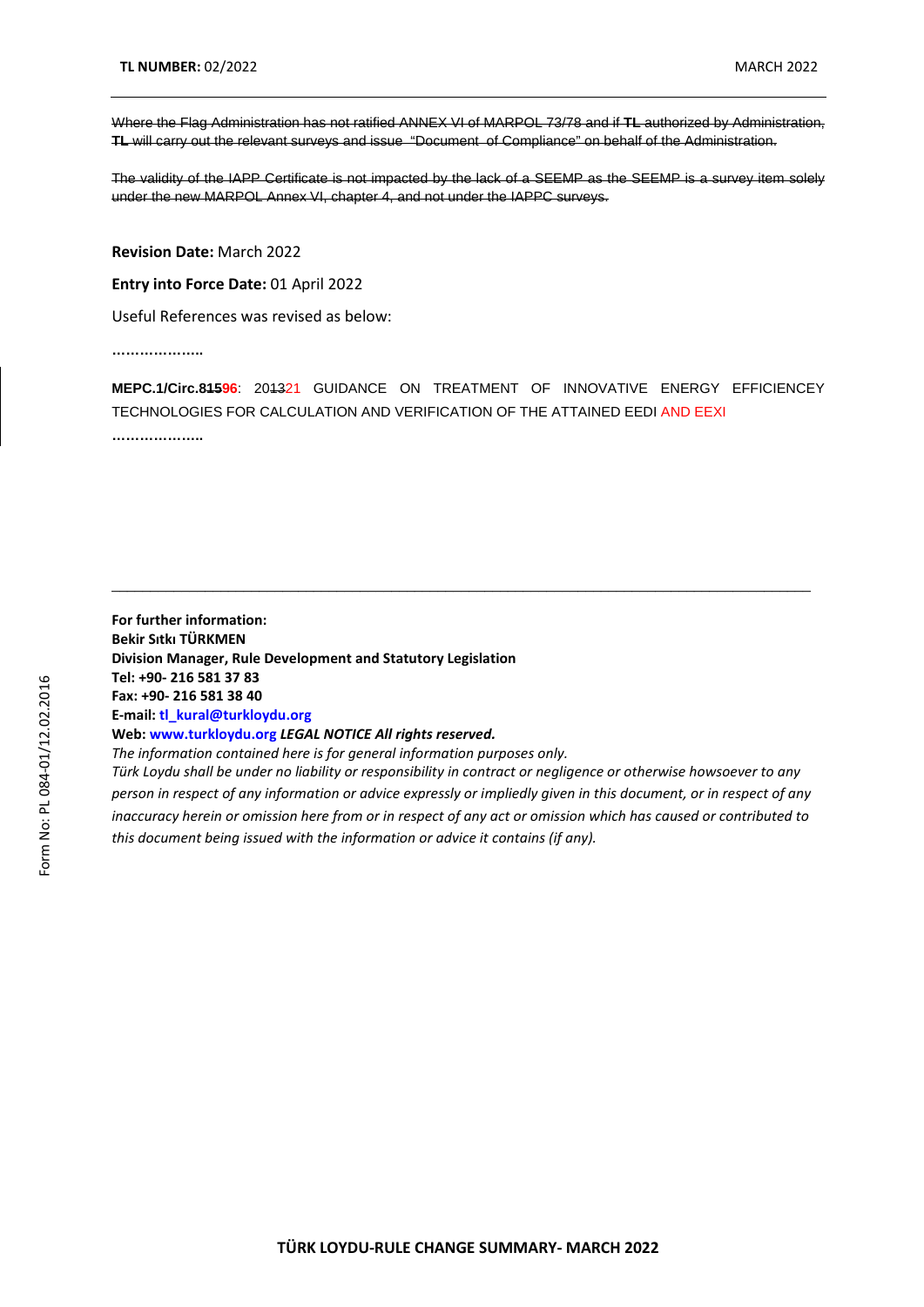~~Where the Flag Administration has not ratified ANNEX VI of MARPOL 73/78 and if **TL** authorized by Administration, **TL** will carry out the relevant surveys and issue "Document of Compliance" on behalf of the Administration.~~

~~The validity of the IAPP Certificate is not impacted by the lack of a SEEMP as the SEEMP is a survey item solely under the new MARPOL Annex VI, chapter 4, and not under the IAPPC surveys.~~

**Revision Date:** March 2022

**Entry into Force Date:** 01 April 2022

Useful References was revised as below:

………………..

**MEPC.1/Circ.8~~15~~96**: 20~~13~~21 GUIDANCE ON TREATMENT OF INNOVATIVE ENERGY EFFICIENCEY TECHNOLOGIES FOR CALCULATION AND VERIFICATION OF THE ATTAINED EEDI AND EEXI

………………..

---

**For further information:**
**Bekir Sıtkı TÜRKMEN**
**Division Manager, Rule Development and Statutory Legislation**
**Tel: +90- 216 581 37 83**
**Fax: +90- 216 581 38 40**
**E-mail: tl_kural@turkloydu.org**
**Web: www.turkloydu.org** ***LEGAL NOTICE All rights reserved.***
*The information contained here is for general information purposes only.*
*Türk Loydu shall be under no liability or responsibility in contract or negligence or otherwise howsoever to any person in respect of any information or advice expressly or impliedly given in this document, or in respect of any inaccuracy herein or omission here from or in respect of any act or omission which has caused or contributed to this document being issued with the information or advice it contains (if any).*

Form No: PL 084-01/12.02.2016